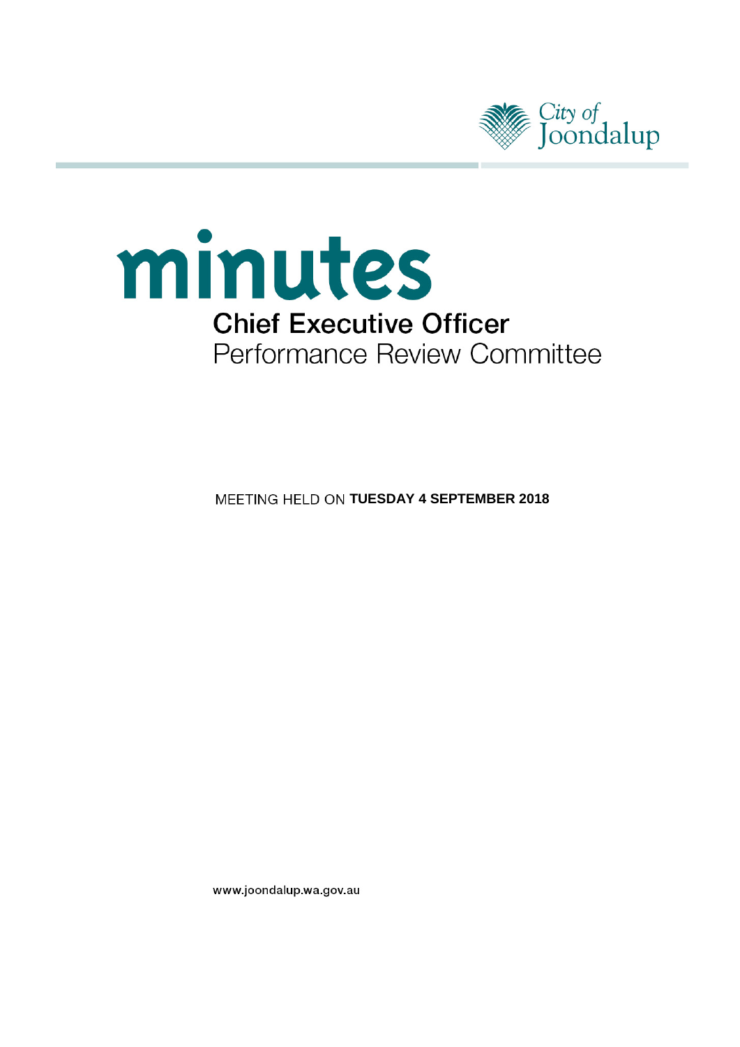City of Joondalup

# minutes

## Chief Executive Officer
Performance Review Committee

MEETING HELD ON **TUESDAY 4 SEPTEMBER 2018**

www.joondalup.wa.gov.au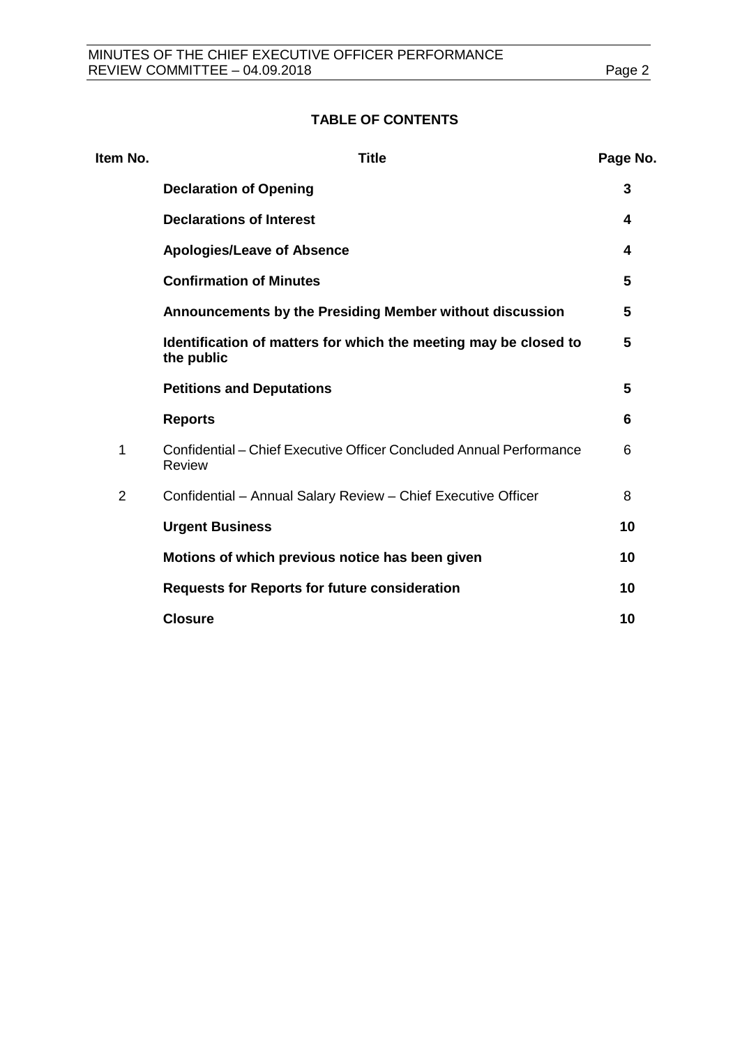## TABLE OF CONTENTS

| Item No. | Title | Page No. |
|---|---|---|
| | **Declaration of Opening** | **3** |
| | **Declarations of Interest** | **4** |
| | **Apologies/Leave of Absence** | **4** |
| | **Confirmation of Minutes** | **5** |
| | **Announcements by the Presiding Member without discussion** | **5** |
| | **Identification of matters for which the meeting may be closed to the public** | **5** |
| | **Petitions and Deputations** | **5** |
| | **Reports** | **6** |
| 1 | Confidential – Chief Executive Officer Concluded Annual Performance Review | 6 |
| 2 | Confidential – Annual Salary Review – Chief Executive Officer | 8 |
| | **Urgent Business** | **10** |
| | **Motions of which previous notice has been given** | **10** |
| | **Requests for Reports for future consideration** | **10** |
| | **Closure** | **10** |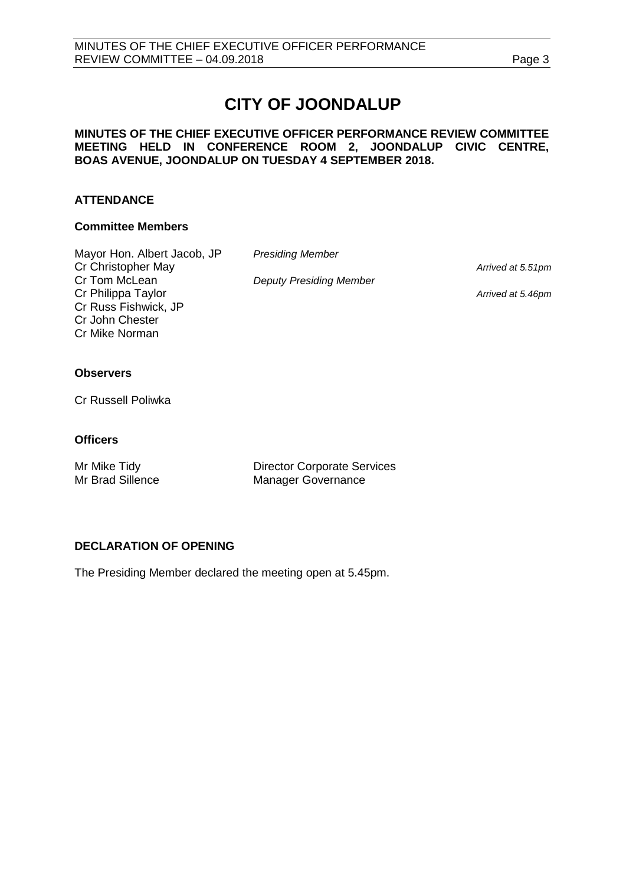# CITY OF JOONDALUP

**MINUTES OF THE CHIEF EXECUTIVE OFFICER PERFORMANCE REVIEW COMMITTEE MEETING HELD IN CONFERENCE ROOM 2, JOONDALUP CIVIC CENTRE, BOAS AVENUE, JOONDALUP ON TUESDAY 4 SEPTEMBER 2018.**

## ATTENDANCE

### Committee Members

| | | |
|---|---|---|
| Mayor Hon. Albert Jacob, JP | *Presiding Member* | |
| Cr Christopher May | | *Arrived at 5.51pm* |
| Cr Tom McLean | *Deputy Presiding Member* | |
| Cr Philippa Taylor | | *Arrived at 5.46pm* |
| Cr Russ Fishwick, JP | | |
| Cr John Chester | | |
| Cr Mike Norman | | |

### Observers

Cr Russell Poliwka

### Officers

| | |
|---|---|
| Mr Mike Tidy | Director Corporate Services |
| Mr Brad Sillence | Manager Governance |

## DECLARATION OF OPENING

The Presiding Member declared the meeting open at 5.45pm.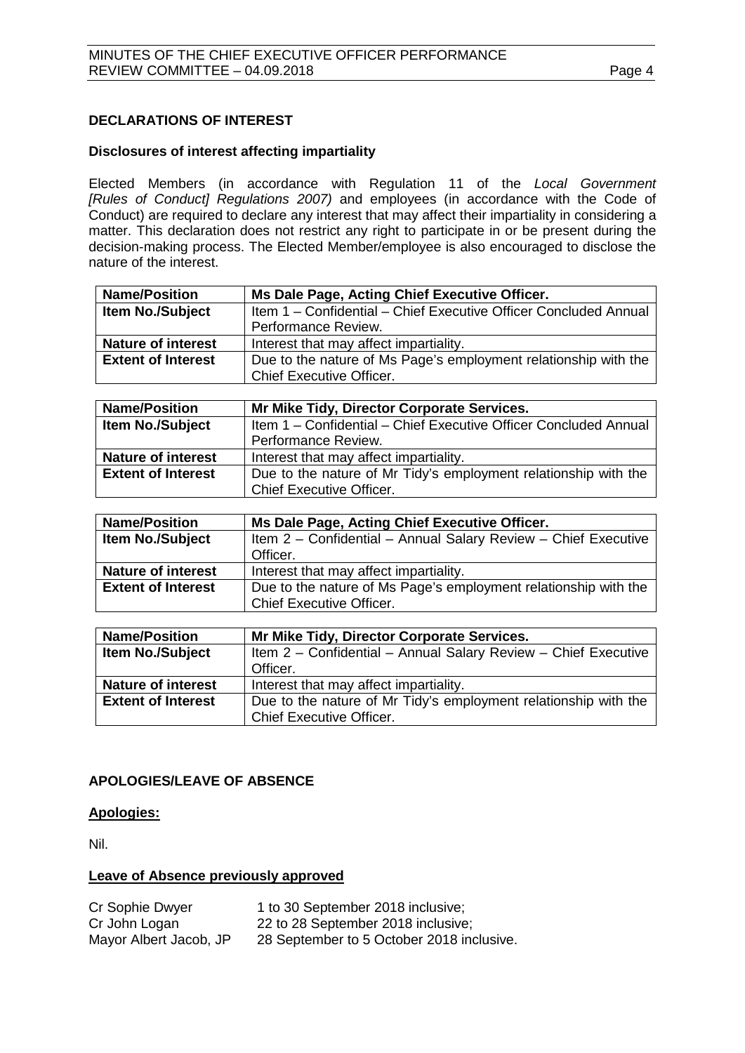## DECLARATIONS OF INTEREST

### Disclosures of interest affecting impartiality

Elected Members (in accordance with Regulation 11 of the *Local Government [Rules of Conduct] Regulations 2007)* and employees (in accordance with the Code of Conduct) are required to declare any interest that may affect their impartiality in considering a matter. This declaration does not restrict any right to participate in or be present during the decision-making process. The Elected Member/employee is also encouraged to disclose the nature of the interest.

| **Name/Position** | **Ms Dale Page, Acting Chief Executive Officer.** |
|---|---|
| **Item No./Subject** | Item 1 – Confidential – Chief Executive Officer Concluded Annual Performance Review. |
| **Nature of interest** | Interest that may affect impartiality. |
| **Extent of Interest** | Due to the nature of Ms Page's employment relationship with the Chief Executive Officer. |

| **Name/Position** | **Mr Mike Tidy, Director Corporate Services.** |
|---|---|
| **Item No./Subject** | Item 1 – Confidential – Chief Executive Officer Concluded Annual Performance Review. |
| **Nature of interest** | Interest that may affect impartiality. |
| **Extent of Interest** | Due to the nature of Mr Tidy's employment relationship with the Chief Executive Officer. |

| **Name/Position** | **Ms Dale Page, Acting Chief Executive Officer.** |
|---|---|
| **Item No./Subject** | Item 2 – Confidential – Annual Salary Review – Chief Executive Officer. |
| **Nature of interest** | Interest that may affect impartiality. |
| **Extent of Interest** | Due to the nature of Ms Page's employment relationship with the Chief Executive Officer. |

| **Name/Position** | **Mr Mike Tidy, Director Corporate Services.** |
|---|---|
| **Item No./Subject** | Item 2 – Confidential – Annual Salary Review – Chief Executive Officer. |
| **Nature of interest** | Interest that may affect impartiality. |
| **Extent of Interest** | Due to the nature of Mr Tidy's employment relationship with the Chief Executive Officer. |

## APOLOGIES/LEAVE OF ABSENCE

### Apologies:

Nil.

### Leave of Absence previously approved

Cr Sophie Dwyer — 1 to 30 September 2018 inclusive;
Cr John Logan — 22 to 28 September 2018 inclusive;
Mayor Albert Jacob, JP — 28 September to 5 October 2018 inclusive.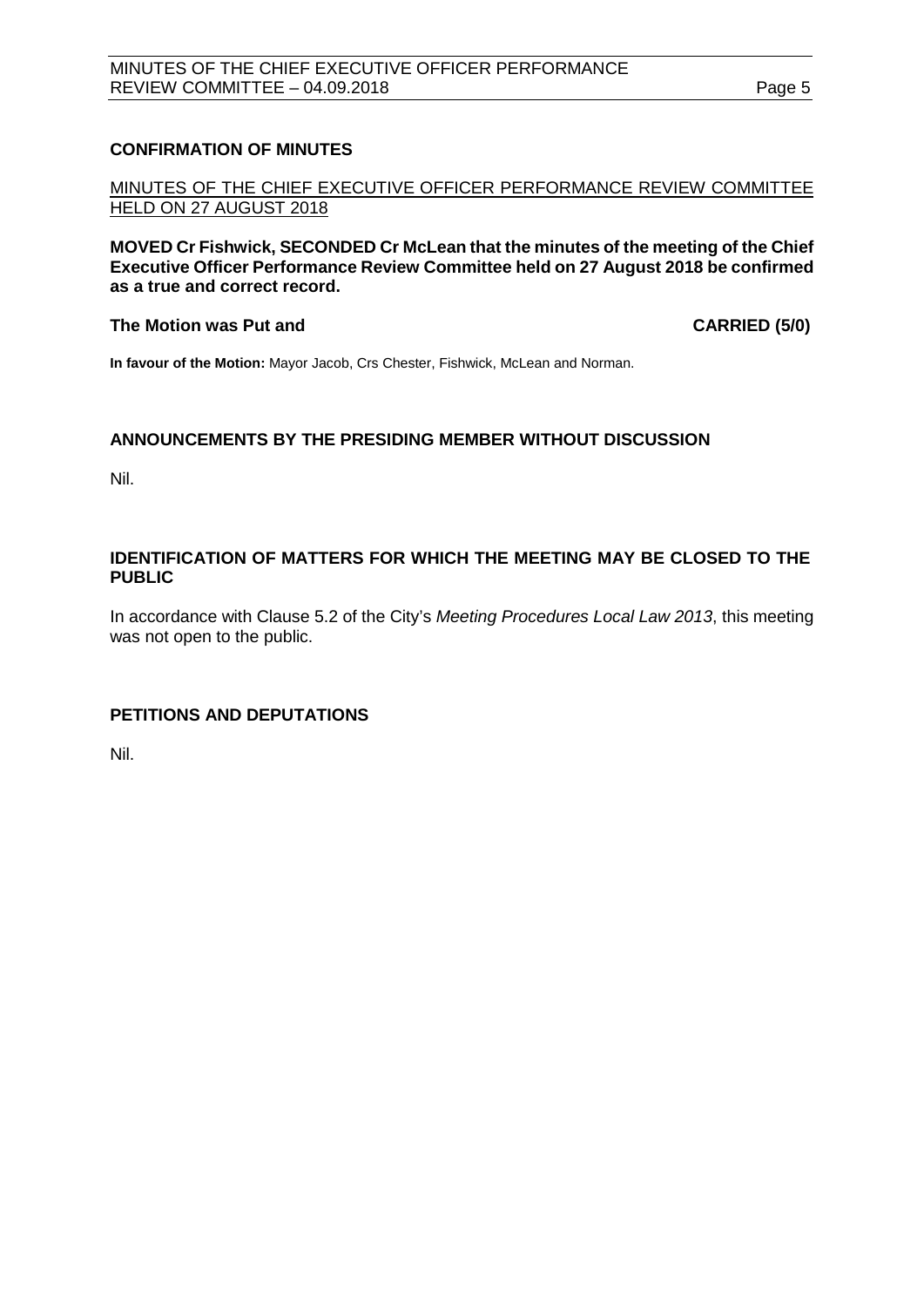## CONFIRMATION OF MINUTES

<u>MINUTES OF THE CHIEF EXECUTIVE OFFICER PERFORMANCE REVIEW COMMITTEE HELD ON 27 AUGUST 2018</u>

**MOVED Cr Fishwick, SECONDED Cr McLean that the minutes of the meeting of the Chief Executive Officer Performance Review Committee held on 27 August 2018 be confirmed as a true and correct record.**

**The Motion was Put and CARRIED (5/0)**

**In favour of the Motion:** Mayor Jacob, Crs Chester, Fishwick, McLean and Norman.

## ANNOUNCEMENTS BY THE PRESIDING MEMBER WITHOUT DISCUSSION

Nil.

## IDENTIFICATION OF MATTERS FOR WHICH THE MEETING MAY BE CLOSED TO THE PUBLIC

In accordance with Clause 5.2 of the City's *Meeting Procedures Local Law 2013*, this meeting was not open to the public.

## PETITIONS AND DEPUTATIONS

Nil.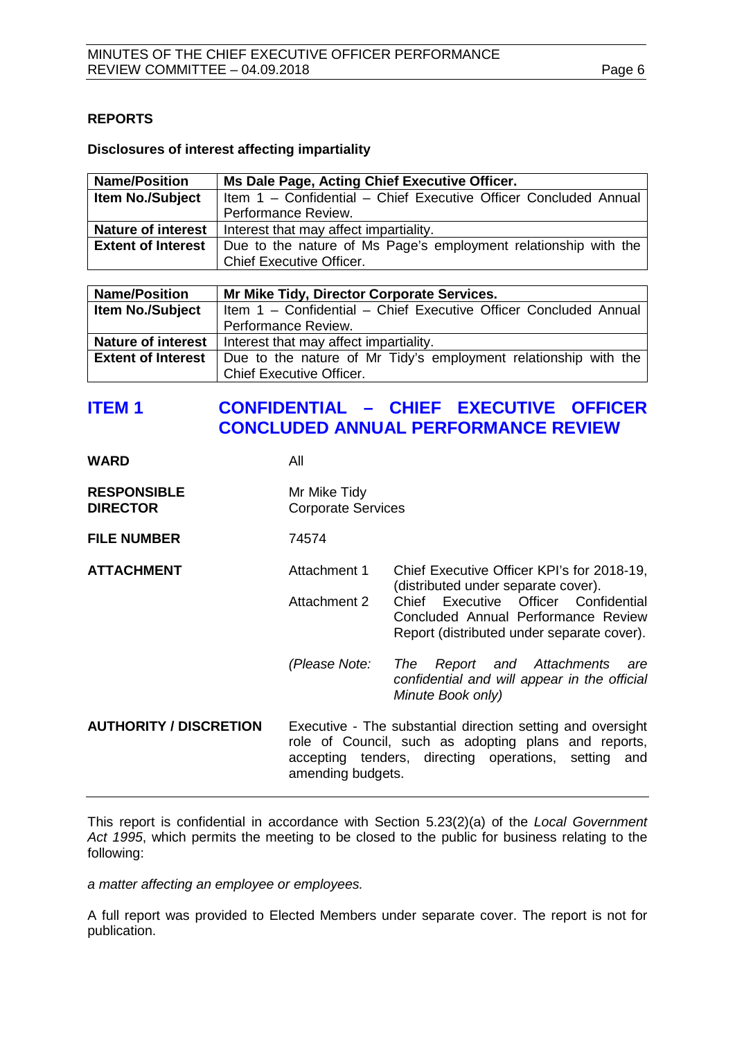## REPORTS

**Disclosures of interest affecting impartiality**

| **Name/Position** | **Ms Dale Page, Acting Chief Executive Officer.** |
|---|---|
| **Item No./Subject** | Item 1 – Confidential – Chief Executive Officer Concluded Annual Performance Review. |
| **Nature of interest** | Interest that may affect impartiality. |
| **Extent of Interest** | Due to the nature of Ms Page's employment relationship with the Chief Executive Officer. |

| **Name/Position** | **Mr Mike Tidy, Director Corporate Services.** |
|---|---|
| **Item No./Subject** | Item 1 – Confidential – Chief Executive Officer Concluded Annual Performance Review. |
| **Nature of interest** | Interest that may affect impartiality. |
| **Extent of Interest** | Due to the nature of Mr Tidy's employment relationship with the Chief Executive Officer. |

## ITEM 1 CONFIDENTIAL – CHIEF EXECUTIVE OFFICER CONCLUDED ANNUAL PERFORMANCE REVIEW

**WARD** All

**RESPONSIBLE DIRECTOR** Mr Mike Tidy
Corporate Services

**FILE NUMBER** 74574

**ATTACHMENT**

Attachment 1 Chief Executive Officer KPI's for 2018-19, (distributed under separate cover).

Attachment 2 Chief Executive Officer Confidential Concluded Annual Performance Review Report (distributed under separate cover).

*(Please Note: The Report and Attachments are confidential and will appear in the official Minute Book only)*

**AUTHORITY / DISCRETION** Executive - The substantial direction setting and oversight role of Council, such as adopting plans and reports, accepting tenders, directing operations, setting and amending budgets.

---

This report is confidential in accordance with Section 5.23(2)(a) of the *Local Government Act 1995*, which permits the meeting to be closed to the public for business relating to the following:

*a matter affecting an employee or employees.*

A full report was provided to Elected Members under separate cover. The report is not for publication.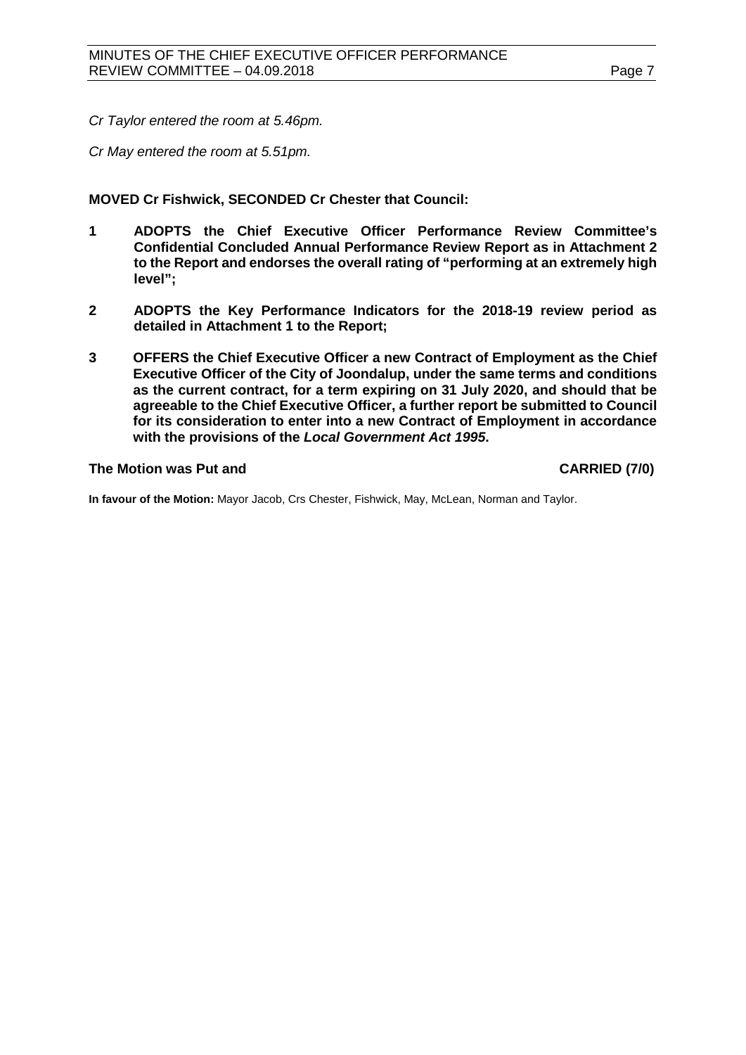*Cr Taylor entered the room at 5.46pm.*

*Cr May entered the room at 5.51pm.*

**MOVED Cr Fishwick, SECONDED Cr Chester that Council:**

**1 ADOPTS the Chief Executive Officer Performance Review Committee's Confidential Concluded Annual Performance Review Report as in Attachment 2 to the Report and endorses the overall rating of "performing at an extremely high level";**

**2 ADOPTS the Key Performance Indicators for the 2018-19 review period as detailed in Attachment 1 to the Report;**

**3 OFFERS the Chief Executive Officer a new Contract of Employment as the Chief Executive Officer of the City of Joondalup, under the same terms and conditions as the current contract, for a term expiring on 31 July 2020, and should that be agreeable to the Chief Executive Officer, a further report be submitted to Council for its consideration to enter into a new Contract of Employment in accordance with the provisions of the *Local Government Act 1995*.**

**The Motion was Put and CARRIED (7/0)**

**In favour of the Motion:** Mayor Jacob, Crs Chester, Fishwick, May, McLean, Norman and Taylor.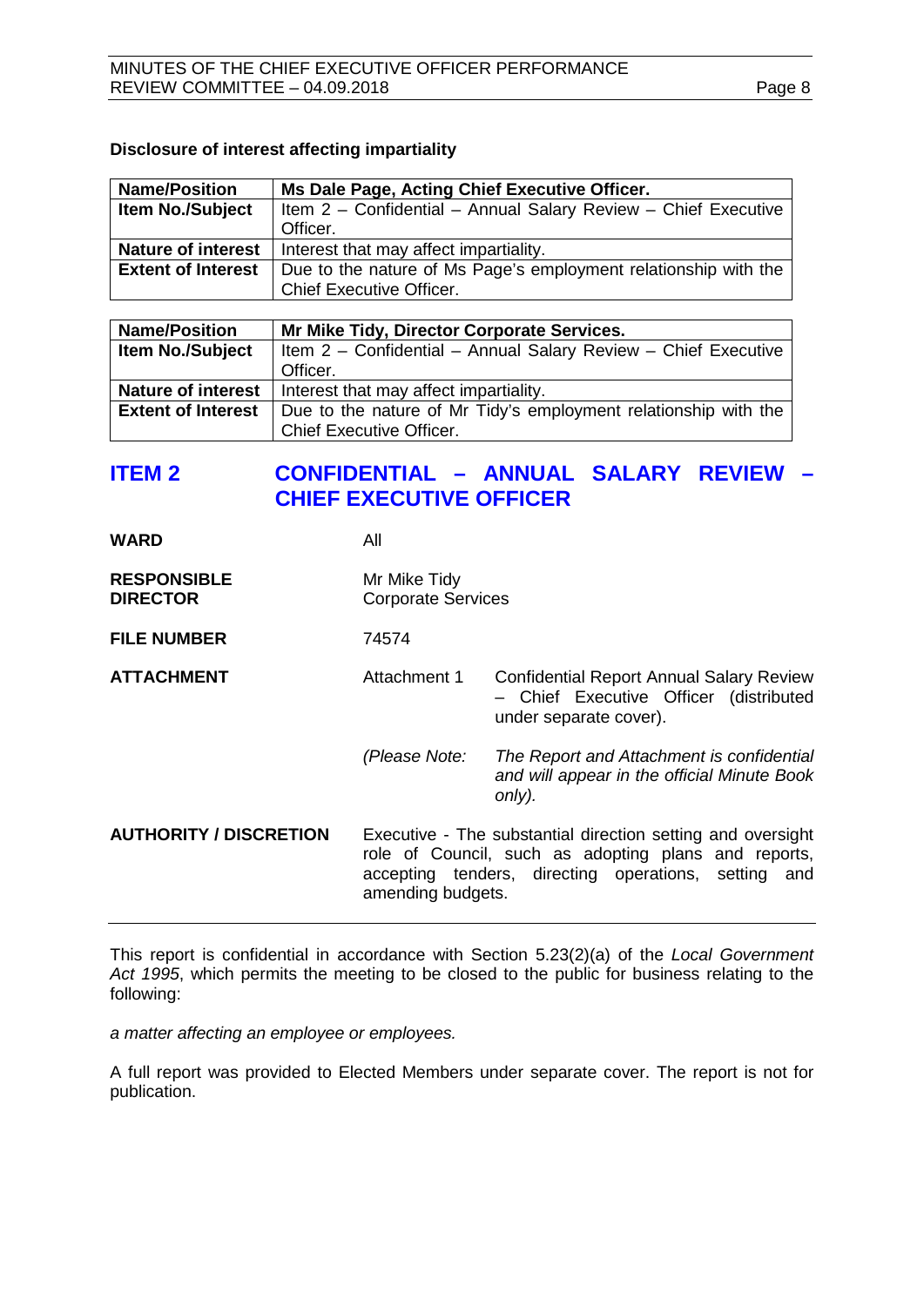### Disclosure of interest affecting impartiality

| Name/Position | Ms Dale Page, Acting Chief Executive Officer. |
|---|---|
| Item No./Subject | Item 2 – Confidential – Annual Salary Review – Chief Executive Officer. |
| Nature of interest | Interest that may affect impartiality. |
| Extent of Interest | Due to the nature of Ms Page's employment relationship with the Chief Executive Officer. |

| Name/Position | Mr Mike Tidy, Director Corporate Services. |
|---|---|
| Item No./Subject | Item 2 – Confidential – Annual Salary Review – Chief Executive Officer. |
| Nature of interest | Interest that may affect impartiality. |
| Extent of Interest | Due to the nature of Mr Tidy's employment relationship with the Chief Executive Officer. |

## ITEM 2 CONFIDENTIAL – ANNUAL SALARY REVIEW – CHIEF EXECUTIVE OFFICER

**WARD** All

**RESPONSIBLE DIRECTOR** Mr Mike Tidy
Corporate Services

**FILE NUMBER** 74574

**ATTACHMENT** Attachment 1 Confidential Report Annual Salary Review – Chief Executive Officer (distributed under separate cover).

*(Please Note: The Report and Attachment is confidential and will appear in the official Minute Book only).*

**AUTHORITY / DISCRETION** Executive - The substantial direction setting and oversight role of Council, such as adopting plans and reports, accepting tenders, directing operations, setting and amending budgets.

---

This report is confidential in accordance with Section 5.23(2)(a) of the *Local Government Act 1995*, which permits the meeting to be closed to the public for business relating to the following:

*a matter affecting an employee or employees.*

A full report was provided to Elected Members under separate cover. The report is not for publication.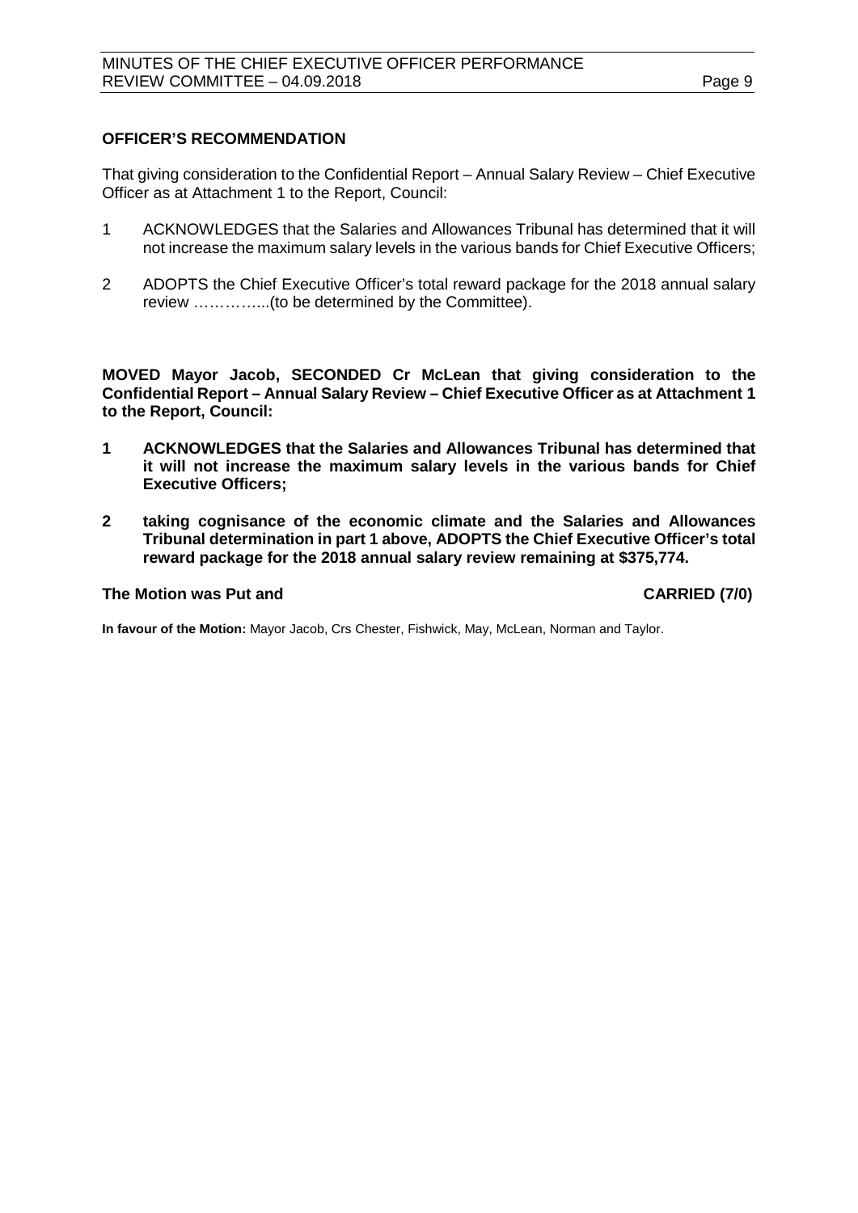**OFFICER'S RECOMMENDATION**

That giving consideration to the Confidential Report – Annual Salary Review – Chief Executive Officer as at Attachment 1 to the Report, Council:

1 ACKNOWLEDGES that the Salaries and Allowances Tribunal has determined that it will not increase the maximum salary levels in the various bands for Chief Executive Officers;

2 ADOPTS the Chief Executive Officer's total reward package for the 2018 annual salary review …………...(to be determined by the Committee).

**MOVED Mayor Jacob, SECONDED Cr McLean that giving consideration to the Confidential Report – Annual Salary Review – Chief Executive Officer as at Attachment 1 to the Report, Council:**

**1 ACKNOWLEDGES that the Salaries and Allowances Tribunal has determined that it will not increase the maximum salary levels in the various bands for Chief Executive Officers;**

**2 taking cognisance of the economic climate and the Salaries and Allowances Tribunal determination in part 1 above, ADOPTS the Chief Executive Officer's total reward package for the 2018 annual salary review remaining at $375,774.**

**The Motion was Put and CARRIED (7/0)**

**In favour of the Motion:** Mayor Jacob, Crs Chester, Fishwick, May, McLean, Norman and Taylor.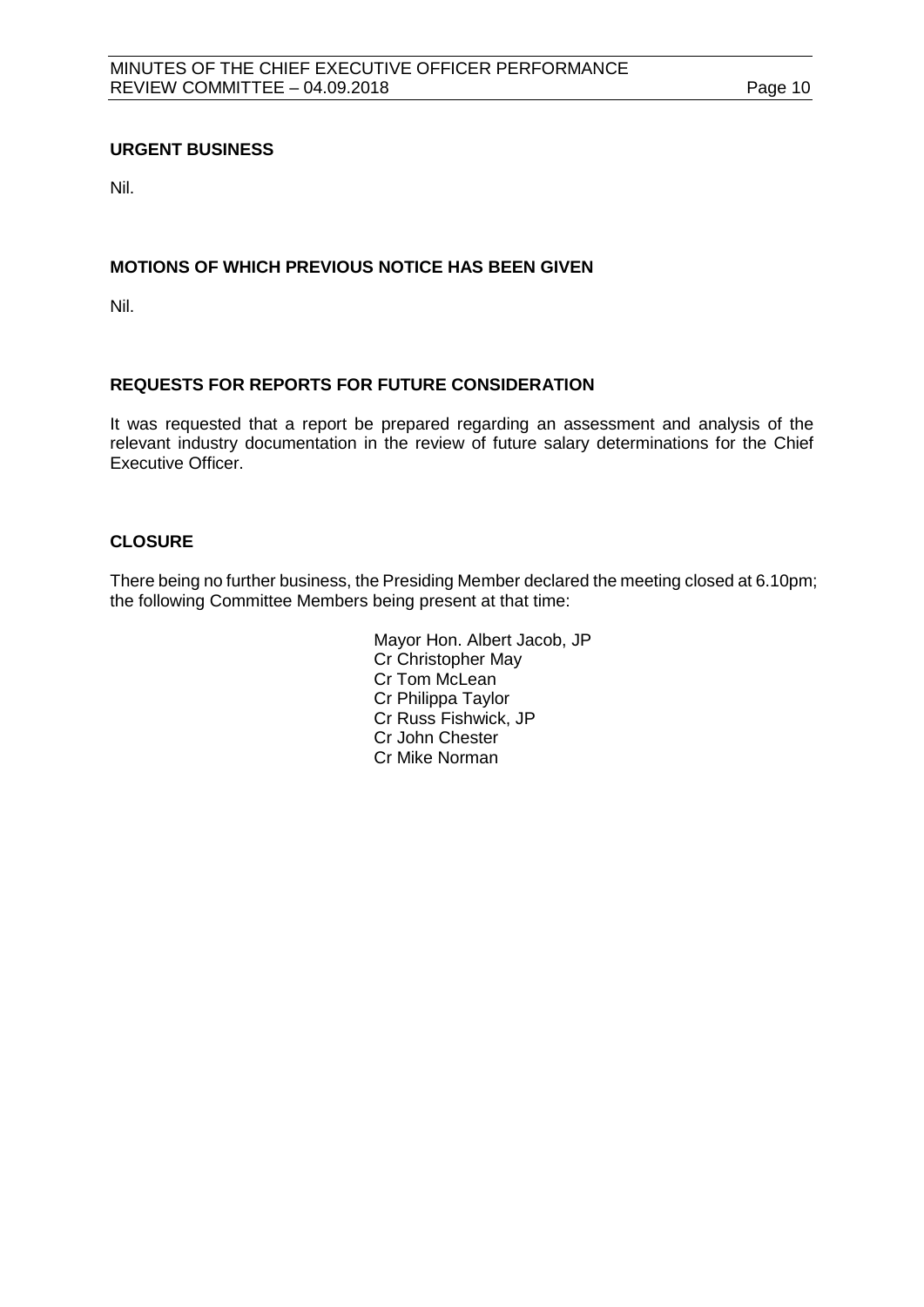**URGENT BUSINESS**

Nil.

**MOTIONS OF WHICH PREVIOUS NOTICE HAS BEEN GIVEN**

Nil.

**REQUESTS FOR REPORTS FOR FUTURE CONSIDERATION**

It was requested that a report be prepared regarding an assessment and analysis of the relevant industry documentation in the review of future salary determinations for the Chief Executive Officer.

**CLOSURE**

There being no further business, the Presiding Member declared the meeting closed at 6.10pm; the following Committee Members being present at that time:

Mayor Hon. Albert Jacob, JP
Cr Christopher May
Cr Tom McLean
Cr Philippa Taylor
Cr Russ Fishwick, JP
Cr John Chester
Cr Mike Norman